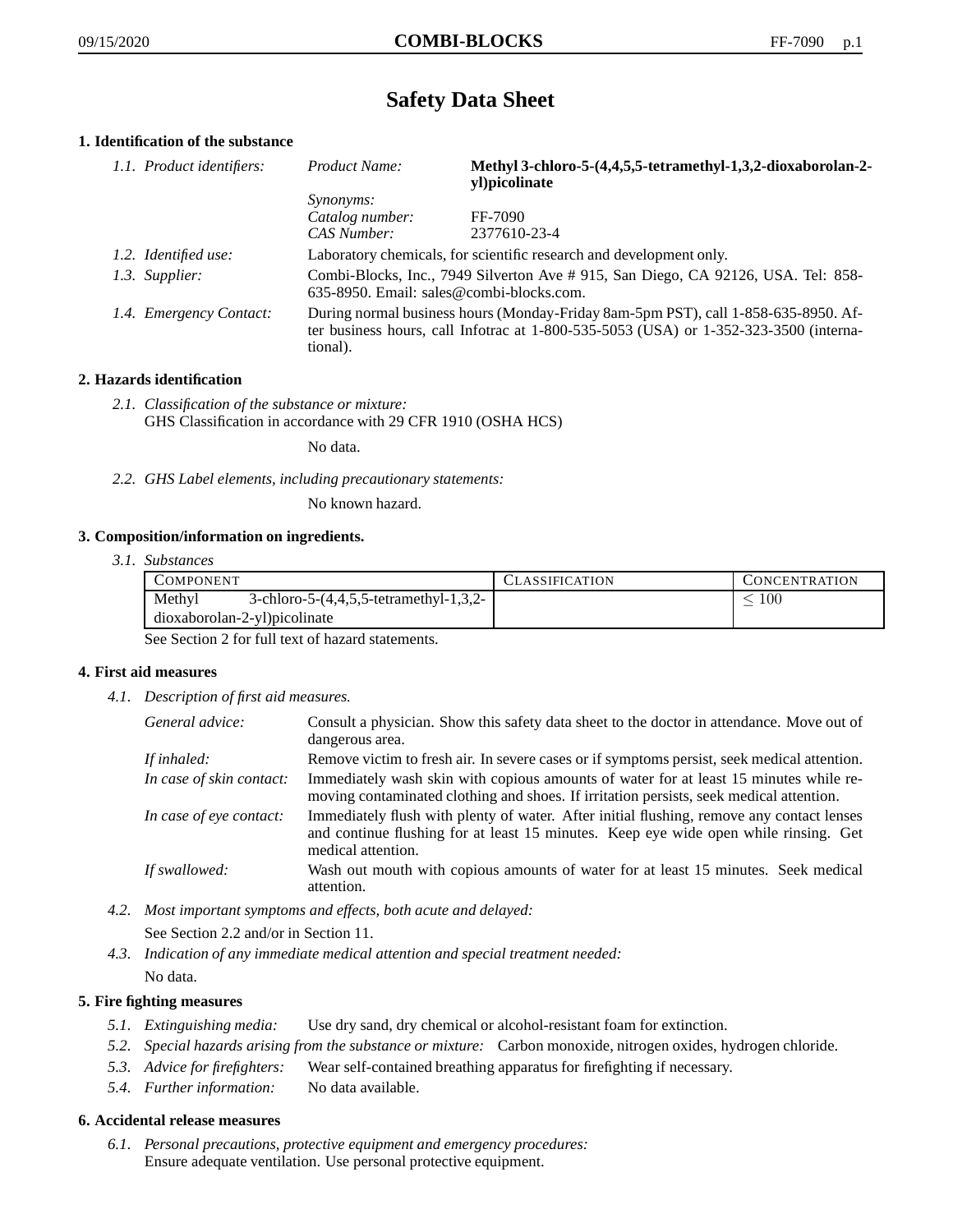# Safety Data Sheet

## 1. Identification of the substance

| | | |
|---|---|---|
| *1.1. Product identifiers:* | *Product Name:* | **Methyl 3-chloro-5-(4,4,5,5-tetramethyl-1,3,2-dioxaborolan-2-yl)picolinate** |
| | *Synonyms:* | |
| | *Catalog number:* | FF-7090 |
| | *CAS Number:* | 2377610-23-4 |
| *1.2. Identified use:* | Laboratory chemicals, for scientific research and development only. | |
| *1.3. Supplier:* | Combi-Blocks, Inc., 7949 Silverton Ave # 915, San Diego, CA 92126, USA. Tel: 858-635-8950. Email: sales@combi-blocks.com. | |
| *1.4. Emergency Contact:* | During normal business hours (Monday-Friday 8am-5pm PST), call 1-858-635-8950. After business hours, call Infotrac at 1-800-535-5053 (USA) or 1-352-323-3500 (international). | |

## 2. Hazards identification

*2.1. Classification of the substance or mixture:*
GHS Classification in accordance with 29 CFR 1910 (OSHA HCS)

No data.

*2.2. GHS Label elements, including precautionary statements:*

No known hazard.

## 3. Composition/information on ingredients.

*3.1. Substances*

| Component | Classification | Concentration |
|---|---|---|
| Methyl 3-chloro-5-(4,4,5,5-tetramethyl-1,3,2-dioxaborolan-2-yl)picolinate | | $\leq 100$ |

See Section 2 for full text of hazard statements.

## 4. First aid measures

*4.1. Description of first aid measures.*

| | |
|---|---|
| *General advice:* | Consult a physician. Show this safety data sheet to the doctor in attendance. Move out of dangerous area. |
| *If inhaled:* | Remove victim to fresh air. In severe cases or if symptoms persist, seek medical attention. |
| *In case of skin contact:* | Immediately wash skin with copious amounts of water for at least 15 minutes while removing contaminated clothing and shoes. If irritation persists, seek medical attention. |
| *In case of eye contact:* | Immediately flush with plenty of water. After initial flushing, remove any contact lenses and continue flushing for at least 15 minutes. Keep eye wide open while rinsing. Get medical attention. |
| *If swallowed:* | Wash out mouth with copious amounts of water for at least 15 minutes. Seek medical attention. |

*4.2. Most important symptoms and effects, both acute and delayed:*

See Section 2.2 and/or in Section 11.

*4.3. Indication of any immediate medical attention and special treatment needed:*

No data.

## 5. Fire fighting measures

*5.1. Extinguishing media:* Use dry sand, dry chemical or alcohol-resistant foam for extinction.

*5.2. Special hazards arising from the substance or mixture:* Carbon monoxide, nitrogen oxides, hydrogen chloride.

*5.3. Advice for firefighters:* Wear self-contained breathing apparatus for firefighting if necessary.

*5.4. Further information:* No data available.

## 6. Accidental release measures

*6.1. Personal precautions, protective equipment and emergency procedures:*
Ensure adequate ventilation. Use personal protective equipment.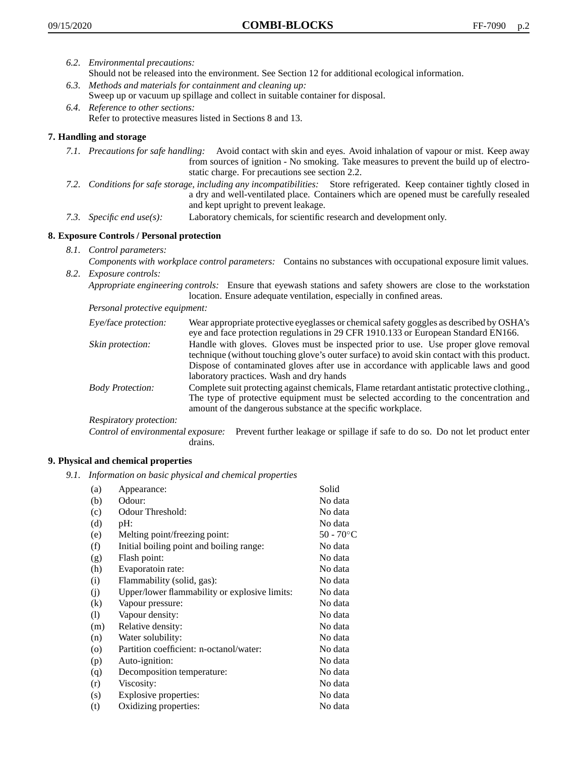*6.2. Environmental precautions:*
Should not be released into the environment. See Section 12 for additional ecological information.

*6.3. Methods and materials for containment and cleaning up:*
Sweep up or vacuum up spillage and collect in suitable container for disposal.

*6.4. Reference to other sections:*
Refer to protective measures listed in Sections 8 and 13.

## 7. Handling and storage

*7.1. Precautions for safe handling:* Avoid contact with skin and eyes. Avoid inhalation of vapour or mist. Keep away from sources of ignition - No smoking. Take measures to prevent the build up of electrostatic charge. For precautions see section 2.2.

*7.2. Conditions for safe storage, including any incompatibilities:* Store refrigerated. Keep container tightly closed in a dry and well-ventilated place. Containers which are opened must be carefully resealed and kept upright to prevent leakage.

*7.3. Specific end use(s):* Laboratory chemicals, for scientific research and development only.

## 8. Exposure Controls / Personal protection

*8.1. Control parameters:*
*Components with workplace control parameters:* Contains no substances with occupational exposure limit values.

*8.2. Exposure controls:*
*Appropriate engineering controls:* Ensure that eyewash stations and safety showers are close to the workstation location. Ensure adequate ventilation, especially in confined areas.

*Personal protective equipment:*

*Eye/face protection:* Wear appropriate protective eyeglasses or chemical safety goggles as described by OSHA's eye and face protection regulations in 29 CFR 1910.133 or European Standard EN166.

*Skin protection:* Handle with gloves. Gloves must be inspected prior to use. Use proper glove removal technique (without touching glove's outer surface) to avoid skin contact with this product. Dispose of contaminated gloves after use in accordance with applicable laws and good laboratory practices. Wash and dry hands

*Body Protection:* Complete suit protecting against chemicals, Flame retardant antistatic protective clothing., The type of protective equipment must be selected according to the concentration and amount of the dangerous substance at the specific workplace.

*Respiratory protection:*

*Control of environmental exposure:* Prevent further leakage or spillage if safe to do so. Do not let product enter drains.

## 9. Physical and chemical properties

*9.1. Information on basic physical and chemical properties*

| | | |
|---|---|---|
| (a) | Appearance: | Solid |
| (b) | Odour: | No data |
| (c) | Odour Threshold: | No data |
| (d) | pH: | No data |
| (e) | Melting point/freezing point: | 50 - 70°C |
| (f) | Initial boiling point and boiling range: | No data |
| (g) | Flash point: | No data |
| (h) | Evaporatoin rate: | No data |
| (i) | Flammability (solid, gas): | No data |
| (j) | Upper/lower flammability or explosive limits: | No data |
| (k) | Vapour pressure: | No data |
| (l) | Vapour density: | No data |
| (m) | Relative density: | No data |
| (n) | Water solubility: | No data |
| (o) | Partition coefficient: n-octanol/water: | No data |
| (p) | Auto-ignition: | No data |
| (q) | Decomposition temperature: | No data |
| (r) | Viscosity: | No data |
| (s) | Explosive properties: | No data |
| (t) | Oxidizing properties: | No data |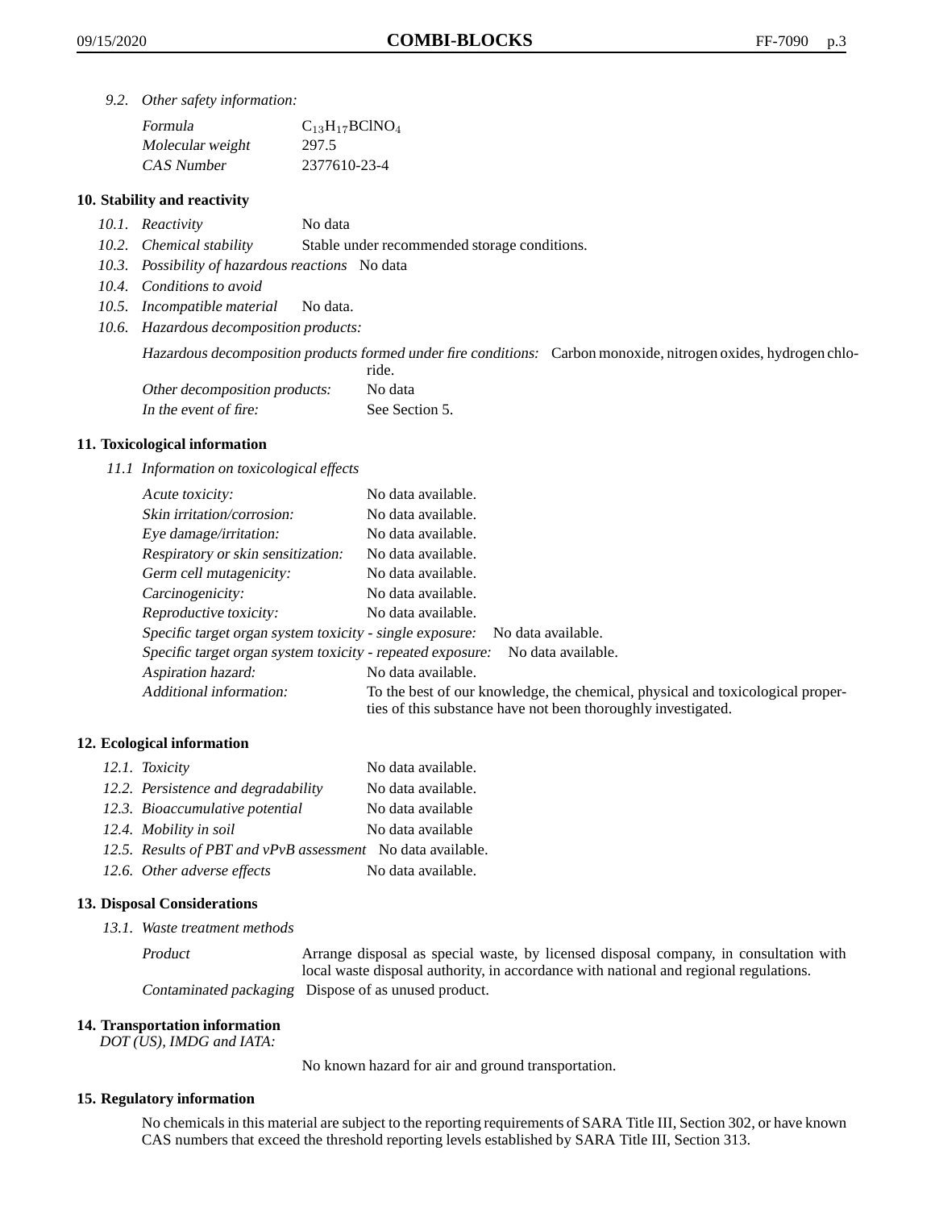*9.2. Other safety information:*

| | |
|---|---|
| *Formula* | $C_{13}H_{17}BClNO_4$ |
| *Molecular weight* | 297.5 |
| *CAS Number* | 2377610-23-4 |

## 10. Stability and reactivity

*10.1. Reactivity* No data

*10.2. Chemical stability* Stable under recommended storage conditions.

*10.3. Possibility of hazardous reactions* No data

*10.4. Conditions to avoid*

*10.5. Incompatible material* No data.

*10.6. Hazardous decomposition products:*

*Hazardous decomposition products formed under fire conditions:* Carbon monoxide, nitrogen oxides, hydrogen chloride.

*Other decomposition products:* No data

*In the event of fire:* See Section 5.

## 11. Toxicological information

*11.1 Information on toxicological effects*

| | |
|---|---|
| *Acute toxicity:* | No data available. |
| *Skin irritation/corrosion:* | No data available. |
| *Eye damage/irritation:* | No data available. |
| *Respiratory or skin sensitization:* | No data available. |
| *Germ cell mutagenicity:* | No data available. |
| *Carcinogenicity:* | No data available. |
| *Reproductive toxicity:* | No data available. |
| *Specific target organ system toxicity - single exposure:* | No data available. |
| *Specific target organ system toxicity - repeated exposure:* | No data available. |
| *Aspiration hazard:* | No data available. |
| *Additional information:* | To the best of our knowledge, the chemical, physical and toxicological properties of this substance have not been thoroughly investigated. |

## 12. Ecological information

| | |
|---|---|
| *12.1. Toxicity* | No data available. |
| *12.2. Persistence and degradability* | No data available. |
| *12.3. Bioaccumulative potential* | No data available |
| *12.4. Mobility in soil* | No data available |
| *12.5. Results of PBT and vPvB assessment* | No data available. |
| *12.6. Other adverse effects* | No data available. |

## 13. Disposal Considerations

*13.1. Waste treatment methods*

*Product* Arrange disposal as special waste, by licensed disposal company, in consultation with local waste disposal authority, in accordance with national and regional regulations.

*Contaminated packaging* Dispose of as unused product.

## 14. Transportation information

*DOT (US), IMDG and IATA:*

No known hazard for air and ground transportation.

## 15. Regulatory information

No chemicals in this material are subject to the reporting requirements of SARA Title III, Section 302, or have known CAS numbers that exceed the threshold reporting levels established by SARA Title III, Section 313.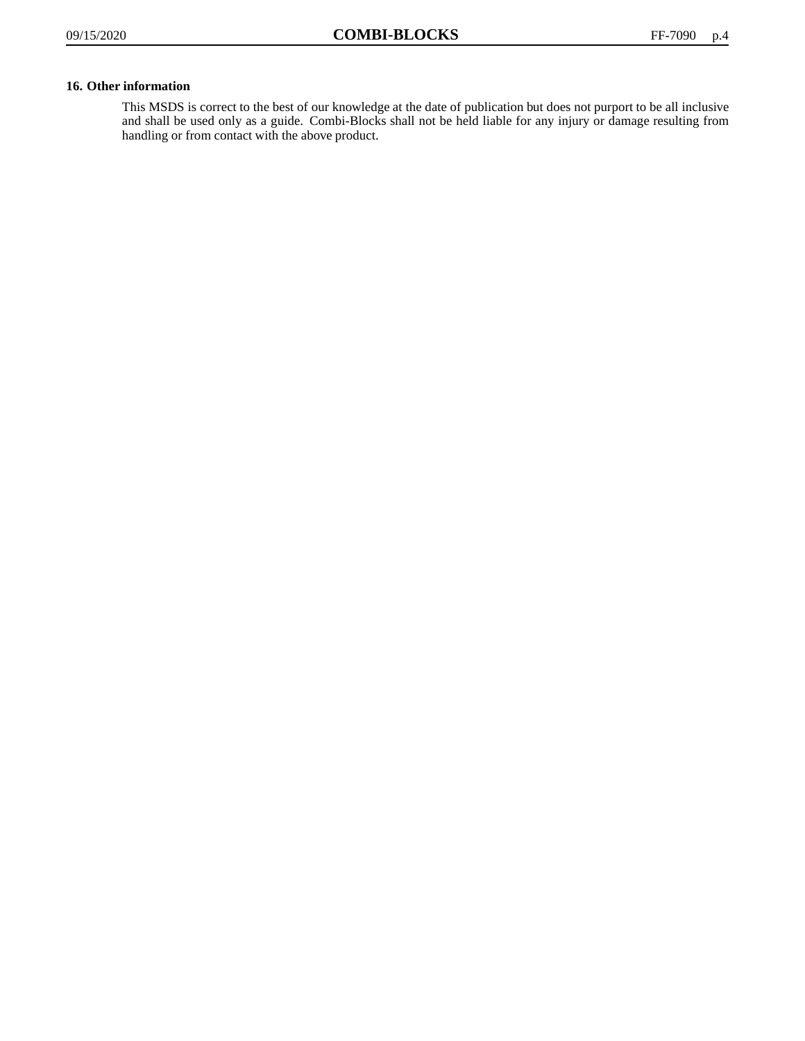## 16. Other information

This MSDS is correct to the best of our knowledge at the date of publication but does not purport to be all inclusive and shall be used only as a guide. Combi-Blocks shall not be held liable for any injury or damage resulting from handling or from contact with the above product.